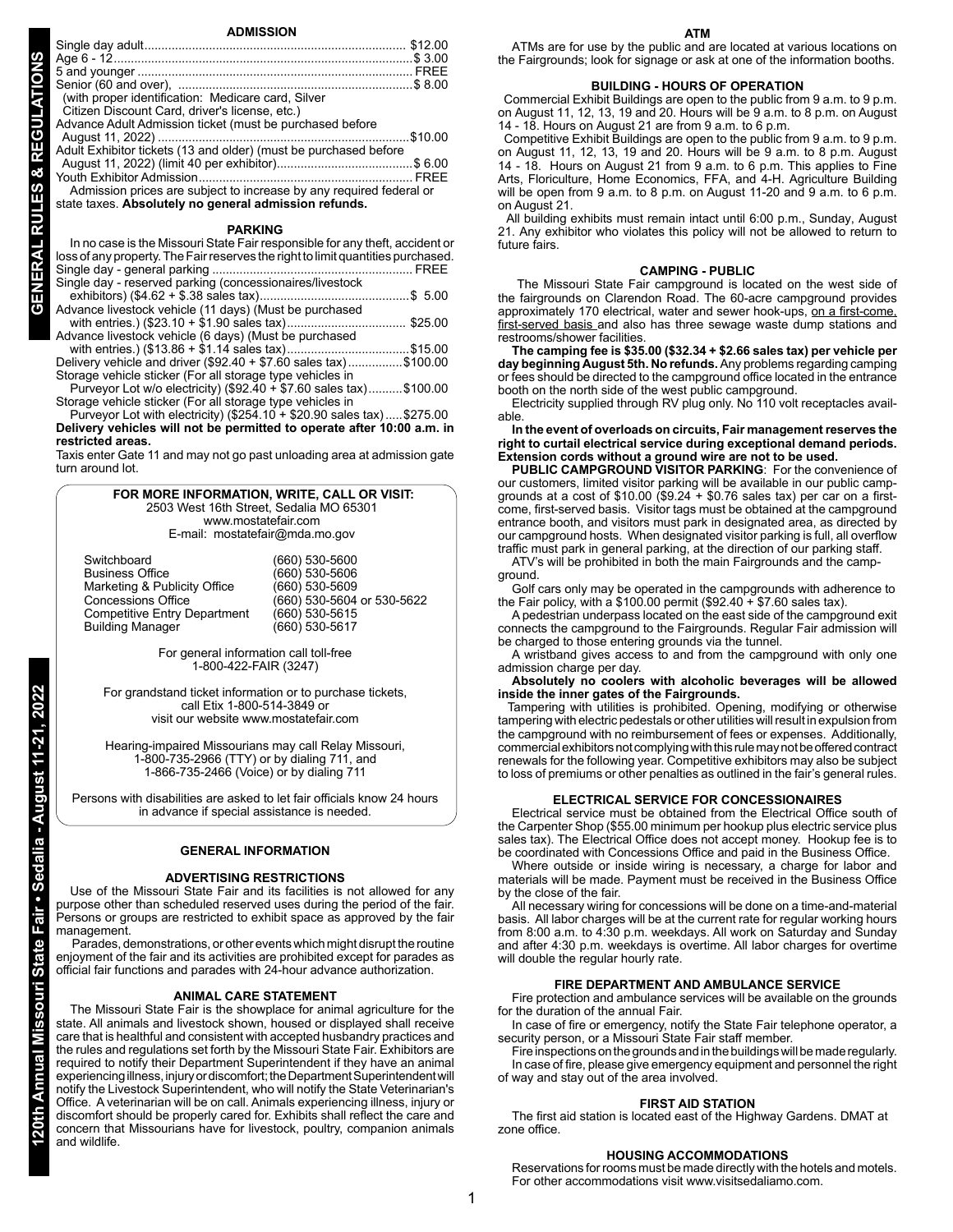## ADMISSION

Single day adult........................................................................... $12.00
Age 6 - 12......................................................................................$ 3.00
5 and younger ................................................................................ FREE
Senior (60 and over), .....................................................................$ 8.00
(with proper identification: Medicare card, Silver Citizen Discount Card, driver's license, etc.)
Advance Adult Admission ticket (must be purchased before August 11, 2022) ........................................................................$10.00
Adult Exhibitor tickets (13 and older) (must be purchased before August 11, 2022) (limit 40 per exhibitor).......................................$ 6.00
Youth Exhibitor Admission.............................................................. FREE

Admission prices are subject to increase by any required federal or state taxes. **Absolutely no general admission refunds.**

## PARKING

In no case is the Missouri State Fair responsible for any theft, accident or loss of any property. The Fair reserves the right to limit quantities purchased.

Single day - general parking .......................................................... FREE
Single day - reserved parking (concessionaires/livestock exhibitors) ($4.62 + $.38 sales tax)...........................................$ 5.00
Advance livestock vehicle (11 days) (Must be purchased with entries.) ($23.10 + $1.90 sales tax).................................. $25.00
Advance livestock vehicle (6 days) (Must be purchased with entries.) ($13.86 + $1.14 sales tax)...................................$15.00
Delivery vehicle and driver ($92.40 + $7.60 sales tax)................$100.00
Storage vehicle sticker (For all storage type vehicles in Purveyor Lot w/o electricity) ($92.40 + $7.60 sales tax)..........$100.00
Storage vehicle sticker (For all storage type vehicles in Purveyor Lot with electricity) ($254.10 + $20.90 sales tax).....$275.00

**Delivery vehicles will not be permitted to operate after 10:00 a.m. in restricted areas.**

Taxis enter Gate 11 and may not go past unloading area at admission gate turn around lot.

**FOR MORE INFORMATION, WRITE, CALL OR VISIT:**
2503 West 16th Street, Sedalia MO 65301
www.mostatefair.com
E-mail: mostatefair@mda.mo.gov

| | |
|---|---|
| Switchboard | (660) 530-5600 |
| Business Office | (660) 530-5606 |
| Marketing & Publicity Office | (660) 530-5609 |
| Concessions Office | (660) 530-5604 or 530-5622 |
| Competitive Entry Department | (660) 530-5615 |
| Building Manager | (660) 530-5617 |

For general information call toll-free 1-800-422-FAIR (3247)

For grandstand ticket information or to purchase tickets, call Etix 1-800-514-3849 or visit our website www.mostatefair.com

Hearing-impaired Missourians may call Relay Missouri, 1-800-735-2966 (TTY) or by dialing 711, and 1-866-735-2466 (Voice) or by dialing 711

Persons with disabilities are asked to let fair officials know 24 hours in advance if special assistance is needed.

## GENERAL INFORMATION

### ADVERTISING RESTRICTIONS

Use of the Missouri State Fair and its facilities is not allowed for any purpose other than scheduled reserved uses during the period of the fair. Persons or groups are restricted to exhibit space as approved by the fair management.

Parades, demonstrations, or other events which might disrupt the routine enjoyment of the fair and its activities are prohibited except for parades as official fair functions and parades with 24-hour advance authorization.

### ANIMAL CARE STATEMENT

The Missouri State Fair is the showplace for animal agriculture for the state. All animals and livestock shown, housed or displayed shall receive care that is healthful and consistent with accepted husbandry practices and the rules and regulations set forth by the Missouri State Fair. Exhibitors are required to notify their Department Superintendent if they have an animal experiencing illness, injury or discomfort; the Department Superintendent will notify the Livestock Superintendent, who will notify the State Veterinarian's Office. A veterinarian will be on call. Animals experiencing illness, injury or discomfort should be properly cared for. Exhibits shall reflect the care and concern that Missourians have for livestock, poultry, companion animals and wildlife.

### ATM

ATMs are for use by the public and are located at various locations on the Fairgrounds; look for signage or ask at one of the information booths.

### BUILDING - HOURS OF OPERATION

Commercial Exhibit Buildings are open to the public from 9 a.m. to 9 p.m. on August 11, 12, 13, 19 and 20. Hours will be 9 a.m. to 8 p.m. on August 14 - 18. Hours on August 21 are from 9 a.m. to 6 p.m.

Competitive Exhibit Buildings are open to the public from 9 a.m. to 9 p.m. on August 11, 12, 13, 19 and 20. Hours will be 9 a.m. to 8 p.m. August 14 - 18. Hours on August 21 are from 9 a.m. to 6 p.m. This applies to Fine Arts, Floriculture, Home Economics, FFA, and 4-H. Agriculture Building will be open from 9 a.m. to 8 p.m. on August 11-20 and 9 a.m. to 6 p.m. on August 21.

All building exhibits must remain intact until 6:00 p.m., Sunday, August 21. Any exhibitor who violates this policy will not be allowed to return to future fairs.

### CAMPING - PUBLIC

The Missouri State Fair campground is located on the west side of the fairgrounds on Clarendon Road. The 60-acre campground provides approximately 170 electrical, water and sewer hook-ups, on a first-come, first-served basis and also has three sewage waste dump stations and restrooms/shower facilities.

**The camping fee is $35.00 ($32.34 + $2.66 sales tax) per vehicle per day beginning August 5th. No refunds.** Any problems regarding camping or fees should be directed to the campground office located in the entrance booth on the north side of the west public campground.

Electricity supplied through RV plug only. No 110 volt receptacles available.

**In the event of overloads on circuits, Fair management reserves the right to curtail electrical service during exceptional demand periods. Extension cords without a ground wire are not to be used.**

**PUBLIC CAMPGROUND VISITOR PARKING**: For the convenience of our customers, limited visitor parking will be available in our public campgrounds at a cost of $10.00 ($9.24 + $0.76 sales tax) per car on a first-come, first-served basis. Visitor tags must be obtained at the campground entrance booth, and visitors must park in designated area, as directed by our campground hosts. When designated visitor parking is full, all overflow traffic must park in general parking, at the direction of our parking staff.

ATV's will be prohibited in both the main Fairgrounds and the campground.

Golf cars only may be operated in the campgrounds with adherence to the Fair policy, with a $100.00 permit ($92.40 + $7.60 sales tax).

A pedestrian underpass located on the east side of the campground exit connects the campground to the Fairgrounds. Regular Fair admission will be charged to those entering grounds via the tunnel.

A wristband gives access to and from the campground with only one admission charge per day.

**Absolutely no coolers with alcoholic beverages will be allowed inside the inner gates of the Fairgrounds.**

Tampering with utilities is prohibited. Opening, modifying or otherwise tampering with electric pedestals or other utilities will result in expulsion from the campground with no reimbursement of fees or expenses. Additionally, commercial exhibitors not complying with this rule may not be offered contract renewals for the following year. Competitive exhibitors may also be subject to loss of premiums or other penalties as outlined in the fair's general rules.

### ELECTRICAL SERVICE FOR CONCESSIONAIRES

Electrical service must be obtained from the Electrical Office south of the Carpenter Shop ($55.00 minimum per hookup plus electric service plus sales tax). The Electrical Office does not accept money. Hookup fee is to be coordinated with Concessions Office and paid in the Business Office.

Where outside or inside wiring is necessary, a charge for labor and materials will be made. Payment must be received in the Business Office by the close of the fair.

All necessary wiring for concessions will be done on a time-and-material basis. All labor charges will be at the current rate for regular working hours from 8:00 a.m. to 4:30 p.m. weekdays. All work on Saturday and Sunday and after 4:30 p.m. weekdays is overtime. All labor charges for overtime will double the regular hourly rate.

### FIRE DEPARTMENT AND AMBULANCE SERVICE

Fire protection and ambulance services will be available on the grounds for the duration of the annual Fair.

In case of fire or emergency, notify the State Fair telephone operator, a security person, or a Missouri State Fair staff member.

Fire inspections on the grounds and in the buildings will be made regularly.

In case of fire, please give emergency equipment and personnel the right of way and stay out of the area involved.

### FIRST AID STATION

The first aid station is located east of the Highway Gardens. DMAT at zone office.

### HOUSING ACCOMMODATIONS

Reservations for rooms must be made directly with the hotels and motels. For other accommodations visit www.visitsedaliamo.com.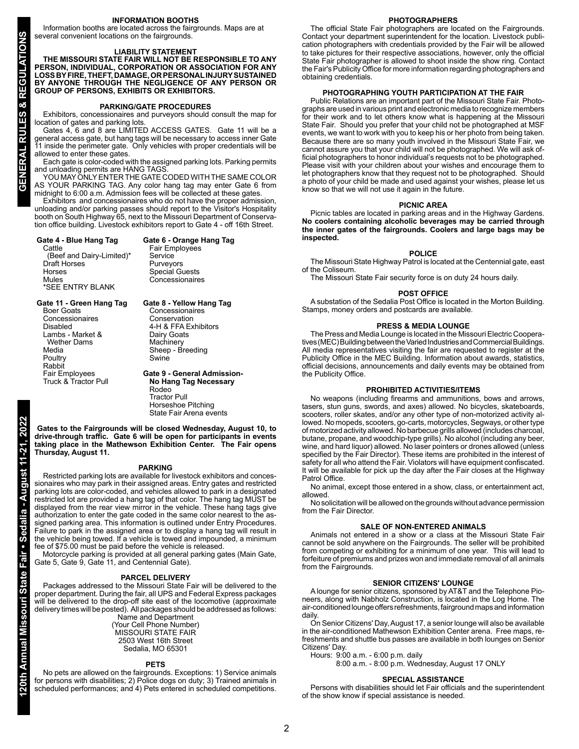## INFORMATION BOOTHS

Information booths are located across the fairgrounds. Maps are at several convenient locations on the fairgrounds.

## LIABILITY STATEMENT

**THE MISSOURI STATE FAIR WILL NOT BE RESPONSIBLE TO ANY PERSON, INDIVIDUAL, CORPORATION OR ASSOCIATION FOR ANY LOSS BY FIRE, THEFT, DAMAGE, OR PERSONAL INJURY SUSTAINED BY ANYONE THROUGH THE NEGLIGENCE OF ANY PERSON OR GROUP OF PERSONS, EXHIBITS OR EXHIBITORS.**

## PARKING/GATE PROCEDURES

Exhibitors, concessionaires and purveyors should consult the map for location of gates and parking lots.

Gates 4, 6 and 8 are LIMITED ACCESS GATES. Gate 11 will be a general access gate, but hang tags will be necessary to access inner Gate 11 inside the perimeter gate. Only vehicles with proper credentials will be allowed to enter these gates.

Each gate is color-coded with the assigned parking lots. Parking permits and unloading permits are HANG TAGS.

YOU MAY ONLY ENTER THE GATE CODED WITH THE SAME COLOR AS YOUR PARKING TAG. Any color hang tag may enter Gate 6 from midnight to 6:00 a.m. Admission fees will be collected at these gates.

Exhibitors and concessionaires who do not have the proper admission, unloading and/or parking passes should report to the Visitor's Hospitality booth on South Highway 65, next to the Missouri Department of Conservation office building. Livestock exhibitors report to Gate 4 - off 16th Street.

**Gate 4 - Blue Hang Tag**
- Cattle
  - (Beef and Dairy-Limited)*
- Draft Horses
- Horses
- Mules

*SEE ENTRY BLANK

**Gate 6 - Orange Hang Tag**
- Fair Employees
- Service
- Purveyors
- Special Guests
- Concessionaires

**Gate 11 - Green Hang Tag**
- Boer Goats
- Concessionaires
- Disabled
- Lambs - Market & Wether Dams
- Media
- Poultry
- Rabbit
- Fair Employees
- Truck & Tractor Pull

**Gate 8 - Yellow Hang Tag**
- Concessionaires
- Conservation
- 4-H & FFA Exhibitors
- Dairy Goats
- Machinery
- Sheep - Breeding
- Swine

**Gate 9 - General Admission- No Hang Tag Necessary**
- Rodeo
- Tractor Pull
- Horseshoe Pitching
- State Fair Arena events

**Gates to the Fairgrounds will be closed Wednesday, August 10, to drive-through traffic. Gate 6 will be open for participants in events taking place in the Mathewson Exhibition Center. The Fair opens Thursday, August 11.**

## PARKING

Restricted parking lots are available for livestock exhibitors and concessionaires who may park in their assigned areas. Entry gates and restricted parking lots are color-coded, and vehicles allowed to park in a designated restricted lot are provided a hang tag of that color. The hang tag MUST be displayed from the rear view mirror in the vehicle. These hang tags give authorization to enter the gate coded in the same color nearest to the assigned parking area. This information is outlined under Entry Procedures. Failure to park in the assigned area or to display a hang tag will result in the vehicle being towed. If a vehicle is towed and impounded, a minimum fee of $75.00 must be paid before the vehicle is released.

Motorcycle parking is provided at all general parking gates (Main Gate, Gate 5, Gate 9, Gate 11, and Centennial Gate).

## PARCEL DELIVERY

Packages addressed to the Missouri State Fair will be delivered to the proper department. During the fair, all UPS and Federal Express packages will be delivered to the drop-off site east of the locomotive (approximate delivery times will be posted). All packages should be addressed as follows:

Name and Department
(Your Cell Phone Number)
MISSOURI STATE FAIR
2503 West 16th Street
Sedalia, MO 65301

## PETS

No pets are allowed on the fairgrounds. Exceptions: 1) Service animals for persons with disabilities; 2) Police dogs on duty; 3) Trained animals in scheduled performances; and 4) Pets entered in scheduled competitions.

## PHOTOGRAPHERS

The official State Fair photographers are located on the Fairgrounds. Contact your department superintendent for the location. Livestock publication photographers with credentials provided by the Fair will be allowed to take pictures for their respective associations, however, only the official State Fair photographer is allowed to shoot inside the show ring. Contact the Fair's Publicity Office for more information regarding photographers and obtaining credentials.

## PHOTOGRAPHING YOUTH PARTICIPATION AT THE FAIR

Public Relations are an important part of the Missouri State Fair. Photographs are used in various print and electronic media to recognize members for their work and to let others know what is happening at the Missouri State Fair. Should you prefer that your child not be photographed at MSF events, we want to work with you to keep his or her photo from being taken. Because there are so many youth involved in the Missouri State Fair, we cannot assure you that your child will not be photographed. We will ask official photographers to honor individual's requests not to be photographed. Please visit with your children about your wishes and encourage them to let photographers know that they request not to be photographed. Should a photo of your child be made and used against your wishes, please let us know so that we will not use it again in the future.

## PICNIC AREA

Picnic tables are located in parking areas and in the Highway Gardens. **No coolers containing alcoholic beverages may be carried through the inner gates of the fairgrounds. Coolers and large bags may be inspected.**

## POLICE

The Missouri State Highway Patrol is located at the Centennial gate, east of the Coliseum.

The Missouri State Fair security force is on duty 24 hours daily.

## POST OFFICE

A substation of the Sedalia Post Office is located in the Morton Building. Stamps, money orders and postcards are available.

## PRESS & MEDIA LOUNGE

The Press and Media Lounge is located in the Missouri Electric Cooperatives (MEC) Building between the Varied Industries and Commercial Buildings. All media representatives visiting the fair are requested to register at the Publicity Office in the MEC Building. Information about awards, statistics, official decisions, announcements and daily events may be obtained from the Publicity Office.

## PROHIBITED ACTIVITIES/ITEMS

No weapons (including firearms and ammunitions, bows and arrows, tasers, stun guns, swords, and axes) allowed. No bicycles, skateboards, scooters, roller skates, and/or any other type of non-motorized activity allowed. No mopeds, scooters, go-carts, motorcycles, Segways, or other type of motorized activity allowed. No barbecue grills allowed (includes charcoal, butane, propane, and woodchip-type grills). No alcohol (including any beer, wine, and hard liquor) allowed. No laser pointers or drones allowed (unless specified by the Fair Director). These items are prohibited in the interest of safety for all who attend the Fair. Violators will have equipment confiscated. It will be available for pick up the day after the Fair closes at the Highway Patrol Office.

No animal, except those entered in a show, class, or entertainment act, allowed.

No solicitation will be allowed on the grounds without advance permission from the Fair Director.

## SALE OF NON-ENTERED ANIMALS

Animals not entered in a show or a class at the Missouri State Fair cannot be sold anywhere on the Fairgrounds. The seller will be prohibited from competing or exhibiting for a minimum of one year. This will lead to forfeiture of premiums and prizes won and immediate removal of all animals from the Fairgrounds.

## SENIOR CITIZENS' LOUNGE

A lounge for senior citizens, sponsored by AT&T and the Telephone Pioneers, along with Nabholz Construction, is located in the Log Home. The air-conditioned lounge offers refreshments, fairground maps and information daily.

On Senior Citizens' Day, August 17, a senior lounge will also be available in the air-conditioned Mathewson Exhibition Center arena. Free maps, refreshments and shuttle bus passes are available in both lounges on Senior Citizens' Day.

Hours: 9:00 a.m. - 6:00 p.m. daily
8:00 a.m. - 8:00 p.m. Wednesday, August 17 ONLY

## SPECIAL ASSISTANCE

Persons with disabilities should let Fair officials and the superintendent of the show know if special assistance is needed.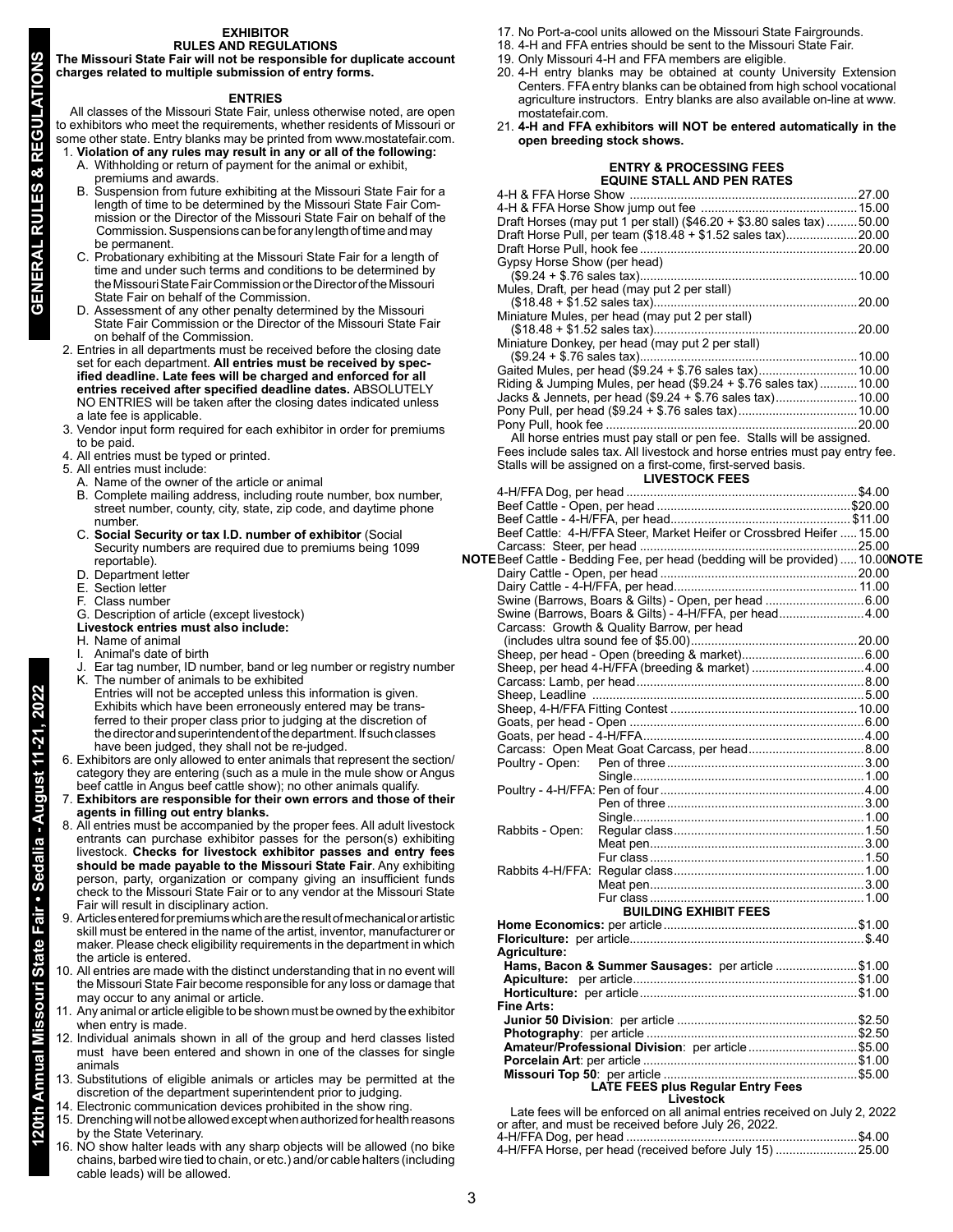# EXHIBITOR RULES AND REGULATIONS

**The Missouri State Fair will not be responsible for duplicate account charges related to multiple submission of entry forms.**

## ENTRIES

All classes of the Missouri State Fair, unless otherwise noted, are open to exhibitors who meet the requirements, whether residents of Missouri or some other state. Entry blanks may be printed from www.mostatefair.com.

1. **Violation of any rules may result in any or all of the following:**
   A. Withholding or return of payment for the animal or exhibit, premiums and awards.
   B. Suspension from future exhibiting at the Missouri State Fair for a length of time to be determined by the Missouri State Fair Commission or the Director of the Missouri State Fair on behalf of the Commission. Suspensions can be for any length of time and may be permanent.
   C. Probationary exhibiting at the Missouri State Fair for a length of time and under such terms and conditions to be determined by the Missouri State Fair Commission or the Director of the Missouri State Fair on behalf of the Commission.
   D. Assessment of any other penalty determined by the Missouri State Fair Commission or the Director of the Missouri State Fair on behalf of the Commission.
2. Entries in all departments must be received before the closing date set for each department. **All entries must be received by specified deadline. Late fees will be charged and enforced for all entries received after specified deadline dates.** ABSOLUTELY NO ENTRIES will be taken after the closing dates indicated unless a late fee is applicable.
3. Vendor input form required for each exhibitor in order for premiums to be paid.
4. All entries must be typed or printed.
5. All entries must include:
   A. Name of the owner of the article or animal
   B. Complete mailing address, including route number, box number, street number, county, city, state, zip code, and daytime phone number.
   C. **Social Security or tax I.D. number of exhibitor** (Social Security numbers are required due to premiums being 1099 reportable).
   D. Department letter
   E. Section letter
   F. Class number
   G. Description of article (except livestock)
   **Livestock entries must also include:**
   H. Name of animal
   I. Animal's date of birth
   J. Ear tag number, ID number, band or leg number or registry number
   K. The number of animals to be exhibited
   Entries will not be accepted unless this information is given. Exhibits which have been erroneously entered may be transferred to their proper class prior to judging at the discretion of the director and superintendent of the department. If such classes have been judged, they shall not be re-judged.
6. Exhibitors are only allowed to enter animals that represent the section/category they are entering (such as a mule in the mule show or Angus beef cattle in Angus beef cattle show); no other animals qualify.
7. **Exhibitors are responsible for their own errors and those of their agents in filling out entry blanks.**
8. All entries must be accompanied by the proper fees. All adult livestock entrants can purchase exhibitor passes for the person(s) exhibiting livestock. **Checks for livestock exhibitor passes and entry fees should be made payable to the Missouri State Fair**. Any exhibiting person, party, organization or company giving an insufficient funds check to the Missouri State Fair or to any vendor at the Missouri State Fair will result in disciplinary action.
9. Articles entered for premiums which are the result of mechanical or artistic skill must be entered in the name of the artist, inventor, manufacturer or maker. Please check eligibility requirements in the department in which the article is entered.
10. All entries are made with the distinct understanding that in no event will the Missouri State Fair become responsible for any loss or damage that may occur to any animal or article.
11. Any animal or article eligible to be shown must be owned by the exhibitor when entry is made.
12. Individual animals shown in all of the group and herd classes listed must have been entered and shown in one of the classes for single animals
13. Substitutions of eligible animals or articles may be permitted at the discretion of the department superintendent prior to judging.
14. Electronic communication devices prohibited in the show ring.
15. Drenching will not be allowed except when authorized for health reasons by the State Veterinary.
16. NO show halter leads with any sharp objects will be allowed (no bike chains, barbed wire tied to chain, or etc.) and/or cable halters (including cable leads) will be allowed.
17. No Port-a-cool units allowed on the Missouri State Fairgrounds.
18. 4-H and FFA entries should be sent to the Missouri State Fair.
19. Only Missouri 4-H and FFA members are eligible.
20. 4-H entry blanks may be obtained at county University Extension Centers. FFA entry blanks can be obtained from high school vocational agriculture instructors. Entry blanks are also available on-line at www.mostatefair.com.
21. **4-H and FFA exhibitors will NOT be entered automatically in the open breeding stock shows.**

## ENTRY & PROCESSING FEES

### EQUINE STALL AND PEN RATES

| Item | Fee |
|---|---|
| 4-H & FFA Horse Show | 27.00 |
| 4-H & FFA Horse Show jump out fee | 15.00 |
| Draft Horses (may put 1 per stall) ($46.20 + $3.80 sales tax) | 50.00 |
| Draft Horse Pull, per team ($18.48 + $1.52 sales tax) | 20.00 |
| Draft Horse Pull, hook fee | 20.00 |
| Gypsy Horse Show (per head) ($9.24 + $.76 sales tax) | 10.00 |
| Mules, Draft, per head (may put 2 per stall) ($18.48 + $1.52 sales tax) | 20.00 |
| Miniature Mules, per head (may put 2 per stall) ($18.48 + $1.52 sales tax) | 20.00 |
| Miniature Donkey, per head (may put 2 per stall) ($9.24 + $.76 sales tax) | 10.00 |
| Gaited Mules, per head ($9.24 + $.76 sales tax) | 10.00 |
| Riding & Jumping Mules, per head ($9.24 + $.76 sales tax) | 10.00 |
| Jacks & Jennets, per head ($9.24 + $.76 sales tax) | 10.00 |
| Pony Pull, per head ($9.24 + $.76 sales tax) | 10.00 |
| Pony Pull, hook fee | 20.00 |

All horse entries must pay stall or pen fee. Stalls will be assigned. Fees include sales tax. All livestock and horse entries must pay entry fee. Stalls will be assigned on a first-come, first-served basis.

### LIVESTOCK FEES

| Item | Fee |
|---|---|
| 4-H/FFA Dog, per head | $4.00 |
| Beef Cattle - Open, per head | $20.00 |
| Beef Cattle - 4-H/FFA, per head | $11.00 |
| Beef Cattle: 4-H/FFA Steer, Market Heifer or Crossbred Heifer | 15.00 |
| Carcass: Steer, per head | 25.00 |
| **NOTE** Beef Cattle - Bedding Fee, per head (bedding will be provided) **NOTE** | 10.00 |
| Dairy Cattle - Open, per head | 20.00 |
| Dairy Cattle - 4-H/FFA, per head | 11.00 |
| Swine (Barrows, Boars & Gilts) - Open, per head | 6.00 |
| Swine (Barrows, Boars & Gilts) - 4-H/FFA, per head | 4.00 |
| Carcass: Growth & Quality Barrow, per head (includes ultra sound fee of $5.00) | 20.00 |
| Sheep, per head - Open (breeding & market) | 6.00 |
| Sheep, per head 4-H/FFA (breeding & market) | 4.00 |
| Carcass: Lamb, per head | 8.00 |
| Sheep, Leadline | 5.00 |
| Sheep, 4-H/FFA Fitting Contest | 10.00 |
| Goats, per head - Open | 6.00 |
| Goats, per head - 4-H/FFA | 4.00 |
| Carcass: Open Meat Goat Carcass, per head | 8.00 |
| Poultry - Open: Pen of three | 3.00 |
| Poultry - Open: Single | 1.00 |
| Poultry - 4-H/FFA: Pen of four | 4.00 |
| Poultry - 4-H/FFA: Pen of three | 3.00 |
| Poultry - 4-H/FFA: Single | 1.00 |
| Rabbits - Open: Regular class | 1.50 |
| Rabbits - Open: Meat pen | 3.00 |
| Rabbits - Open: Fur class | 1.50 |
| Rabbits 4-H/FFA: Regular class | 1.00 |
| Rabbits 4-H/FFA: Meat pen | 3.00 |
| Rabbits 4-H/FFA: Fur class | 1.00 |

### BUILDING EXHIBIT FEES

| Item | Fee |
|---|---|
| **Home Economics:** per article | $1.00 |
| **Floriculture:** per article | $.40 |
| **Agriculture:** | |
| **Hams, Bacon & Summer Sausages:** per article | $1.00 |
| **Apiculture:** per article | $1.00 |
| **Horticulture:** per article | $1.00 |
| **Fine Arts:** | |
| **Junior 50 Division**: per article | $2.50 |
| **Photography**: per article | $2.50 |
| **Amateur/Professional Division**: per article | $5.00 |
| **Porcelain Art**: per article | $1.00 |
| **Missouri Top 50**: per article | $5.00 |

### LATE FEES plus Regular Entry Fees

#### Livestock

Late fees will be enforced on all animal entries received on July 2, 2022 or after, and must be received before July 26, 2022.

| Item | Fee |
|---|---|
| 4-H/FFA Dog, per head | $4.00 |
| 4-H/FFA Horse, per head (received before July 15) | 25.00 |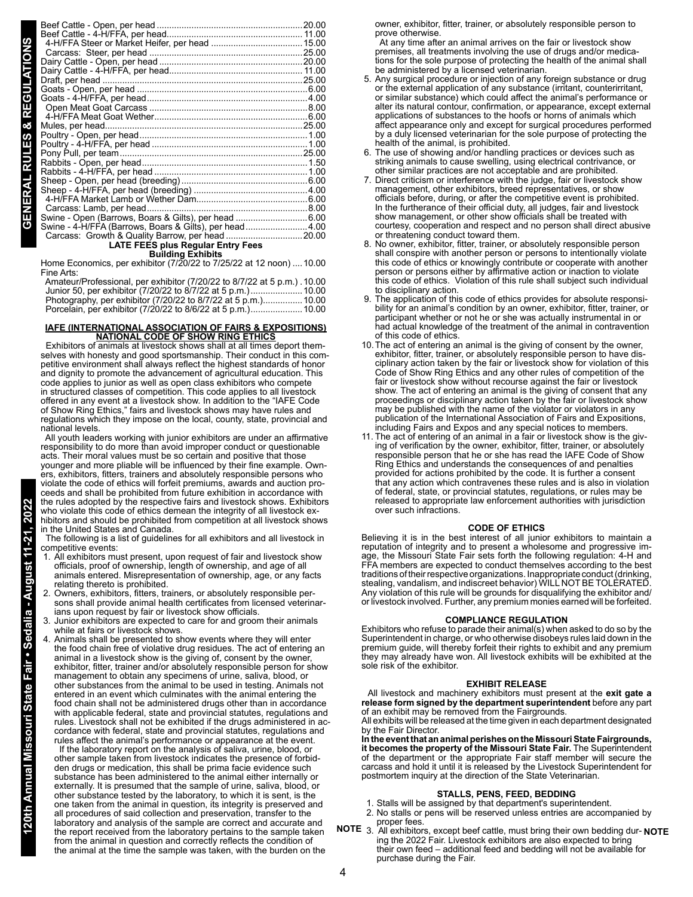| | |
|---|---|
| Beef Cattle - Open, per head | 20.00 |
| Beef Cattle - 4-H/FFA, per head | 11.00 |
| 4-H/FFA Steer or Market Heifer, per head | 15.00 |
| Carcass: Steer, per head | 25.00 |
| Dairy Cattle - Open, per head | 20.00 |
| Dairy Cattle - 4-H/FFA, per head | 11.00 |
| Draft, per head | 25.00 |
| Goats - Open, per head | 6.00 |
| Goats - 4-H/FFA, per head | 4.00 |
| Open Meat Goat Carcass | 8.00 |
| 4-H/FFA Meat Goat Wether | 6.00 |
| Mules, per head | 25.00 |
| Poultry - Open, per head | 1.00 |
| Poultry - 4-H/FFA, per head | 1.00 |
| Pony Pull, per team | 25.00 |
| Rabbits - Open, per head | 1.50 |
| Rabbits - 4-H/FFA, per head | 1.00 |
| Sheep - Open, per head (breeding) | 6.00 |
| Sheep - 4-H/FFA, per head (breeding) | 4.00 |
| 4-H/FFA Market Lamb or Wether Dam | 6.00 |
| Carcass: Lamb, per head | 8.00 |
| Swine - Open (Barrows, Boars & Gilts), per head | 6.00 |
| Swine - 4-H/FFA (Barrows, Boars & Gilts), per head | 4.00 |
| Carcass: Growth & Quality Barrow, per head | 20.00 |

**LATE FEES plus Regular Entry Fees**

**Building Exhibits**

| | |
|---|---|
| Home Economics, per exhibitor (7/20/22 to 7/25/22 at 12 noon) | 10.00 |
| Fine Arts: | |
| Amateur/Professional, per exhibitor (7/20/22 to 8/7/22 at 5 p.m.) | 10.00 |
| Junior 50, per exhibitor (7/20/22 to 8/7/22 at 5 p.m.) | 10.00 |
| Photography, per exhibitor (7/20/22 to 8/7/22 at 5 p.m.) | 10.00 |
| Porcelain, per exhibitor (7/20/22 to 8/6/22 at 5 p.m.) | 10.00 |

## IAFE (INTERNATIONAL ASSOCIATION OF FAIRS & EXPOSITIONS) NATIONAL CODE OF SHOW RING ETHICS

Exhibitors of animals at livestock shows shall at all times deport themselves with honesty and good sportsmanship. Their conduct in this competitive environment shall always reflect the highest standards of honor and dignity to promote the advancement of agricultural education. This code applies to junior as well as open class exhibitors who compete in structured classes of competition. This code applies to all livestock offered in any event at a livestock show. In addition to the "IAFE Code of Show Ring Ethics," fairs and livestock shows may have rules and regulations which they impose on the local, county, state, provincial and national levels.

All youth leaders working with junior exhibitors are under an affirmative responsibility to do more than avoid improper conduct or questionable acts. Their moral values must be so certain and positive that those younger and more pliable will be influenced by their fine example. Owners, exhibitors, fitters, trainers and absolutely responsible persons who violate the code of ethics will forfeit premiums, awards and auction proceeds and shall be prohibited from future exhibition in accordance with the rules adopted by the respective fairs and livestock shows. Exhibitors who violate this code of ethics demean the integrity of all livestock exhibitors and should be prohibited from competition at all livestock shows in the United States and Canada.

The following is a list of guidelines for all exhibitors and all livestock in competitive events:

1. All exhibitors must present, upon request of fair and livestock show officials, proof of ownership, length of ownership, and age of all animals entered. Misrepresentation of ownership, age, or any facts relating thereto is prohibited.
2. Owners, exhibitors, fitters, trainers, or absolutely responsible persons shall provide animal health certificates from licensed veterinarians upon request by fair or livestock show officials.
3. Junior exhibitors are expected to care for and groom their animals while at fairs or livestock shows.
4. Animals shall be presented to show events where they will enter the food chain free of violative drug residues. The act of entering an animal in a livestock show is the giving of, consent by the owner, exhibitor, fitter, trainer and/or absolutely responsible person for show management to obtain any specimens of urine, saliva, blood, or other substances from the animal to be used in testing. Animals not entered in an event which culminates with the animal entering the food chain shall not be administered drugs other than in accordance with applicable federal, state and provincial statutes, regulations and rules. Livestock shall not be exhibited if the drugs administered in accordance with federal, state and provincial statutes, regulations and rules affect the animal's performance or appearance at the event.

   If the laboratory report on the analysis of saliva, urine, blood, or other sample taken from livestock indicates the presence of forbidden drugs or medication, this shall be prima facie evidence such substance has been administered to the animal either internally or externally. It is presumed that the sample of urine, saliva, blood, or other substance tested by the laboratory, to which it is sent, is the one taken from the animal in question, its integrity is preserved and all procedures of said collection and preservation, transfer to the laboratory and analysis of the sample are correct and accurate and the report received from the laboratory pertains to the sample taken from the animal in question and correctly reflects the condition of the animal at the time the sample was taken, with the burden on the owner, exhibitor, fitter, trainer, or absolutely responsible person to prove otherwise.

   At any time after an animal arrives on the fair or livestock show premises, all treatments involving the use of drugs and/or medications for the sole purpose of protecting the health of the animal shall be administered by a licensed veterinarian.
5. Any surgical procedure or injection of any foreign substance or drug or the external application of any substance (irritant, counterirritant, or similar substance) which could affect the animal's performance or alter its natural contour, confirmation, or appearance, except external applications of substances to the hoofs or horns of animals which affect appearance only and except for surgical procedures performed by a duly licensed veterinarian for the sole purpose of protecting the health of the animal, is prohibited.
6. The use of showing and/or handling practices or devices such as striking animals to cause swelling, using electrical contrivance, or other similar practices are not acceptable and are prohibited.
7. Direct criticism or interference with the judge, fair or livestock show management, other exhibitors, breed representatives, or show officials before, during, or after the competitive event is prohibited. In the furtherance of their official duty, all judges, fair and livestock show management, or other show officials shall be treated with courtesy, cooperation and respect and no person shall direct abusive or threatening conduct toward them.
8. No owner, exhibitor, fitter, trainer, or absolutely responsible person shall conspire with another person or persons to intentionally violate this code of ethics or knowingly contribute or cooperate with another person or persons either by affirmative action or inaction to violate this code of ethics. Violation of this rule shall subject such individual to disciplinary action.
9. The application of this code of ethics provides for absolute responsibility for an animal's condition by an owner, exhibitor, fitter, trainer, or participant whether or not he or she was actually instrumental in or had actual knowledge of the treatment of the animal in contravention of this code of ethics.
10. The act of entering an animal is the giving of consent by the owner, exhibitor, fitter, trainer, or absolutely responsible person to have disciplinary action taken by the fair or livestock show for violation of this Code of Show Ring Ethics and any other rules of competition of the fair or livestock show without recourse against the fair or livestock show. The act of entering an animal is the giving of consent that any proceedings or disciplinary action taken by the fair or livestock show may be published with the name of the violator or violators in any publication of the International Association of Fairs and Expositions, including Fairs and Expos and any special notices to members.
11. The act of entering of an animal in a fair or livestock show is the giving of verification by the owner, exhibitor, fitter, trainer, or absolutely responsible person that he or she has read the IAFE Code of Show Ring Ethics and understands the consequences of and penalties provided for actions prohibited by the code. It is further a consent that any action which contravenes these rules and is also in violation of federal, state, or provincial statutes, regulations, or rules may be released to appropriate law enforcement authorities with jurisdiction over such infractions.

## CODE OF ETHICS

Believing it is in the best interest of all junior exhibitors to maintain a reputation of integrity and to present a wholesome and progressive image, the Missouri State Fair sets forth the following regulation: 4-H and FFA members are expected to conduct themselves according to the best traditions of their respective organizations. Inappropriate conduct (drinking, stealing, vandalism, and indiscreet behavior) WILL NOT BE TOLERATED. Any violation of this rule will be grounds for disqualifying the exhibitor and/or livestock involved. Further, any premium monies earned will be forfeited.

## COMPLIANCE REGULATION

Exhibitors who refuse to parade their animal(s) when asked to do so by the Superintendent in charge, or who otherwise disobeys rules laid down in the premium guide, will thereby forfeit their rights to exhibit and any premium they may already have won. All livestock exhibits will be exhibited at the sole risk of the exhibitor.

## EXHIBIT RELEASE

All livestock and machinery exhibitors must present at the **exit gate a release form signed by the department superintendent** before any part of an exhibit may be removed from the Fairgrounds.

All exhibits will be released at the time given in each department designated by the Fair Director.

**In the event that an animal perishes on the Missouri State Fairgrounds, it becomes the property of the Missouri State Fair.** The Superintendent of the department or the appropriate Fair staff member will secure the carcass and hold it until it is released by the Livestock Superintendent for postmortem inquiry at the direction of the State Veterinarian.

## STALLS, PENS, FEED, BEDDING

1. Stalls will be assigned by that department's superintendent.
2. No stalls or pens will be reserved unless entries are accompanied by proper fees.
3. **NOTE** All exhibitors, except beef cattle, must bring their own bedding during the 2022 Fair. Livestock exhibitors are also expected to bring their own feed – additional feed and bedding will not be available for purchase during the Fair.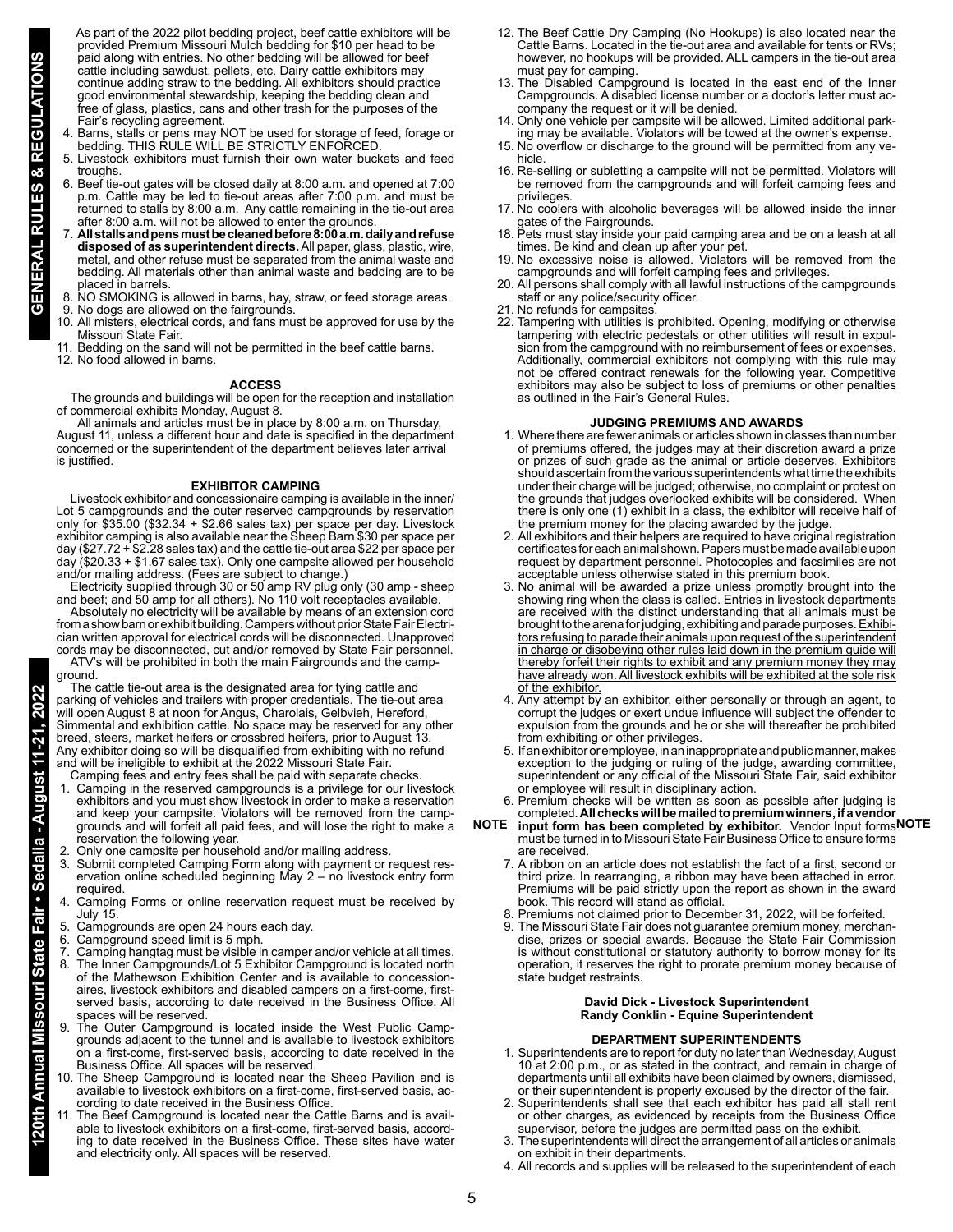As part of the 2022 pilot bedding project, beef cattle exhibitors will be provided Premium Missouri Mulch bedding for $10 per head to be paid along with entries. No other bedding will be allowed for beef cattle including sawdust, pellets, etc. Dairy cattle exhibitors may continue adding straw to the bedding. All exhibitors should practice good environmental stewardship, keeping the bedding clean and free of glass, plastics, cans and other trash for the purposes of the Fair's recycling agreement.

4. Barns, stalls or pens may NOT be used for storage of feed, forage or bedding. THIS RULE WILL BE STRICTLY ENFORCED.
5. Livestock exhibitors must furnish their own water buckets and feed troughs.
6. Beef tie-out gates will be closed daily at 8:00 a.m. and opened at 7:00 p.m. Cattle may be led to tie-out areas after 7:00 p.m. and must be returned to stalls by 8:00 a.m. Any cattle remaining in the tie-out area after 8:00 a.m. will not be allowed to enter the grounds.
7. **All stalls and pens must be cleaned before 8:00 a.m. daily and refuse disposed of as superintendent directs.** All paper, glass, plastic, wire, metal, and other refuse must be separated from the animal waste and bedding. All materials other than animal waste and bedding are to be placed in barrels.
8. NO SMOKING is allowed in barns, hay, straw, or feed storage areas.
9. No dogs are allowed on the fairgrounds.
10. All misters, electrical cords, and fans must be approved for use by the Missouri State Fair.
11. Bedding on the sand will not be permitted in the beef cattle barns.
12. No food allowed in barns.

## ACCESS

The grounds and buildings will be open for the reception and installation of commercial exhibits Monday, August 8.

All animals and articles must be in place by 8:00 a.m. on Thursday, August 11, unless a different hour and date is specified in the department concerned or the superintendent of the department believes later arrival is justified.

## EXHIBITOR CAMPING

Livestock exhibitor and concessionaire camping is available in the inner/Lot 5 campgrounds and the outer reserved campgrounds by reservation only for $35.00 ($32.34 + $2.66 sales tax) per space per day. Livestock exhibitor camping is also available near the Sheep Barn $30 per space per day ($27.72 + $2.28 sales tax) and the cattle tie-out area $22 per space per day ($20.33 + $1.67 sales tax). Only one campsite allowed per household and/or mailing address. (Fees are subject to change.)

Electricity supplied through 30 or 50 amp RV plug only (30 amp - sheep and beef; and 50 amp for all others). No 110 volt receptacles available.

Absolutely no electricity will be available by means of an extension cord from a show barn or exhibit building. Campers without prior State Fair Electrician written approval for electrical cords will be disconnected. Unapproved cords may be disconnected, cut and/or removed by State Fair personnel.

ATV's will be prohibited in both the main Fairgrounds and the campground.

The cattle tie-out area is the designated area for tying cattle and parking of vehicles and trailers with proper credentials. The tie-out area will open August 8 at noon for Angus, Charolais, Gelbvieh, Hereford, Simmental and exhibition cattle. No space may be reserved for any other breed, steers, market heifers or crossbred heifers, prior to August 13. Any exhibitor doing so will be disqualified from exhibiting with no refund and will be ineligible to exhibit at the 2022 Missouri State Fair.

Camping fees and entry fees shall be paid with separate checks.

1. Camping in the reserved campgrounds is a privilege for our livestock exhibitors and you must show livestock in order to make a reservation and keep your campsite. Violators will be removed from the campgrounds and will forfeit all paid fees, and will lose the right to make a reservation the following year.
2. Only one campsite per household and/or mailing address.
3. Submit completed Camping Form along with payment or request reservation online scheduled beginning May 2 – no livestock entry form required.
4. Camping Forms or online reservation request must be received by July 15.
5. Campgrounds are open 24 hours each day.
6. Campground speed limit is 5 mph.
7. Camping hangtag must be visible in camper and/or vehicle at all times.
8. The Inner Campgrounds/Lot 5 Exhibitor Campground is located north of the Mathewson Exhibition Center and is available to concessionaires, livestock exhibitors and disabled campers on a first-come, first-served basis, according to date received in the Business Office. All spaces will be reserved.
9. The Outer Campground is located inside the West Public Campgrounds adjacent to the tunnel and is available to livestock exhibitors on a first-come, first-served basis, according to date received in the Business Office. All spaces will be reserved.
10. The Sheep Campground is located near the Sheep Pavilion and is available to livestock exhibitors on a first-come, first-served basis, according to date received in the Business Office.
11. The Beef Campground is located near the Cattle Barns and is available to livestock exhibitors on a first-come, first-served basis, according to date received in the Business Office. These sites have water and electricity only. All spaces will be reserved.
12. The Beef Cattle Dry Camping (No Hookups) is also located near the Cattle Barns. Located in the tie-out area and available for tents or RVs; however, no hookups will be provided. ALL campers in the tie-out area must pay for camping.
13. The Disabled Campground is located in the east end of the Inner Campgrounds. A disabled license number or a doctor's letter must accompany the request or it will be denied.
14. Only one vehicle per campsite will be allowed. Limited additional parking may be available. Violators will be towed at the owner's expense.
15. No overflow or discharge to the ground will be permitted from any vehicle.
16. Re-selling or subletting a campsite will not be permitted. Violators will be removed from the campgrounds and will forfeit camping fees and privileges.
17. No coolers with alcoholic beverages will be allowed inside the inner gates of the Fairgrounds.
18. Pets must stay inside your paid camping area and be on a leash at all times. Be kind and clean up after your pet.
19. No excessive noise is allowed. Violators will be removed from the campgrounds and will forfeit camping fees and privileges.
20. All persons shall comply with all lawful instructions of the campgrounds staff or any police/security officer.
21. No refunds for campsites.
22. Tampering with utilities is prohibited. Opening, modifying or otherwise tampering with electric pedestals or other utilities will result in expulsion from the campground with no reimbursement of fees or expenses. Additionally, commercial exhibitors not complying with this rule may not be offered contract renewals for the following year. Competitive exhibitors may also be subject to loss of premiums or other penalties as outlined in the Fair's General Rules.

## JUDGING PREMIUMS AND AWARDS

1. Where there are fewer animals or articles shown in classes than number of premiums offered, the judges may at their discretion award a prize or prizes of such grade as the animal or article deserves. Exhibitors should ascertain from the various superintendents what time the exhibits under their charge will be judged; otherwise, no complaint or protest on the grounds that judges overlooked exhibits will be considered. When there is only one (1) exhibit in a class, the exhibitor will receive half of the premium money for the placing awarded by the judge.
2. All exhibitors and their helpers are required to have original registration certificates for each animal shown. Papers must be made available upon request by department personnel. Photocopies and facsimiles are not acceptable unless otherwise stated in this premium book.
3. No animal will be awarded a prize unless promptly brought into the showing ring when the class is called. Entries in livestock departments are received with the distinct understanding that all animals must be brought to the arena for judging, exhibiting and parade purposes. <u>Exhibitors refusing to parade their animals upon request of the superintendent in charge or disobeying other rules laid down in the premium guide will thereby forfeit their rights to exhibit and any premium money they may have already won. All livestock exhibits will be exhibited at the sole risk of the exhibitor.</u>
4. Any attempt by an exhibitor, either personally or through an agent, to corrupt the judges or exert undue influence will subject the offender to expulsion from the grounds and he or she will thereafter be prohibited from exhibiting or other privileges.
5. If an exhibitor or employee, in an inappropriate and public manner, makes exception to the judging or ruling of the judge, awarding committee, superintendent or any official of the Missouri State Fair, said exhibitor or employee will result in disciplinary action.
6. Premium checks will be written as soon as possible after judging is completed. **NOTE All checks will be mailed to premium winners, if a vendor input form has been completed by exhibitor. NOTE** Vendor Input forms must be turned in to Missouri State Fair Business Office to ensure forms are received.
7. A ribbon on an article does not establish the fact of a first, second or third prize. In rearranging, a ribbon may have been attached in error. Premiums will be paid strictly upon the report as shown in the award book. This record will stand as official.
8. Premiums not claimed prior to December 31, 2022, will be forfeited.
9. The Missouri State Fair does not guarantee premium money, merchandise, prizes or special awards. Because the State Fair Commission is without constitutional or statutory authority to borrow money for its operation, it reserves the right to prorate premium money because of state budget restraints.

**David Dick - Livestock Superintendent**
**Randy Conklin - Equine Superintendent**

## DEPARTMENT SUPERINTENDENTS

1. Superintendents are to report for duty no later than Wednesday, August 10 at 2:00 p.m., or as stated in the contract, and remain in charge of departments until all exhibits have been claimed by owners, dismissed, or their superintendent is properly excused by the director of the fair.
2. Superintendents shall see that each exhibitor has paid all stall rent or other charges, as evidenced by receipts from the Business Office supervisor, before the judges are permitted pass on the exhibit.
3. The superintendents will direct the arrangement of all articles or animals on exhibit in their departments.
4. All records and supplies will be released to the superintendent of each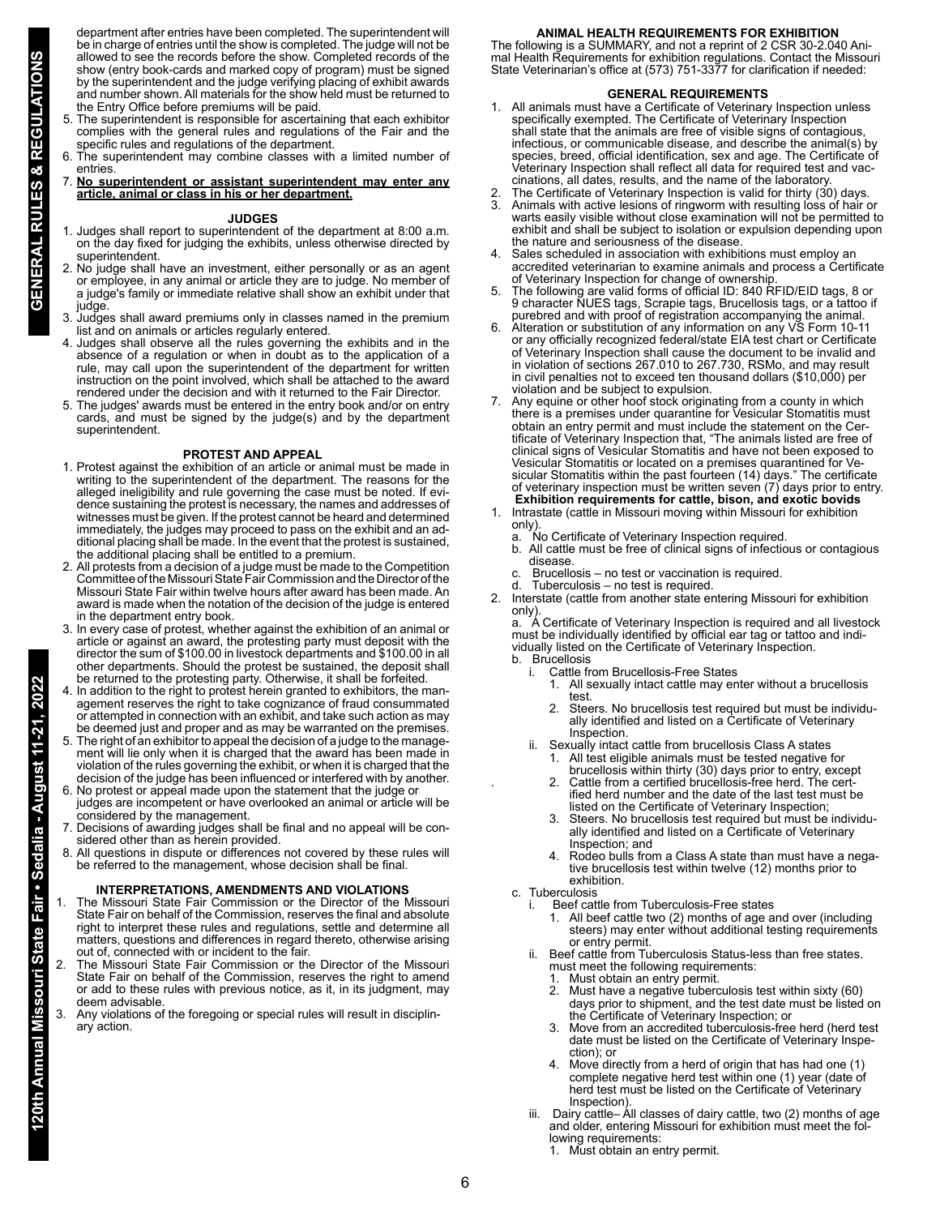department after entries have been completed. The superintendent will be in charge of entries until the show is completed. The judge will not be allowed to see the records before the show. Completed records of the show (entry book-cards and marked copy of program) must be signed by the superintendent and the judge verifying placing of exhibit awards and number shown. All materials for the show held must be returned to the Entry Office before premiums will be paid.

5. The superintendent is responsible for ascertaining that each exhibitor complies with the general rules and regulations of the Fair and the specific rules and regulations of the department.
6. The superintendent may combine classes with a limited number of entries.
7. **No superintendent or assistant superintendent may enter any article, animal or class in his or her department.**

### JUDGES

1. Judges shall report to superintendent of the department at 8:00 a.m. on the day fixed for judging the exhibits, unless otherwise directed by superintendent.
2. No judge shall have an investment, either personally or as an agent or employee, in any animal or article they are to judge. No member of a judge's family or immediate relative shall show an exhibit under that judge.
3. Judges shall award premiums only in classes named in the premium list and on animals or articles regularly entered.
4. Judges shall observe all the rules governing the exhibits and in the absence of a regulation or when in doubt as to the application of a rule, may call upon the superintendent of the department for written instruction on the point involved, which shall be attached to the award rendered under the decision and with it returned to the Fair Director.
5. The judges' awards must be entered in the entry book and/or on entry cards, and must be signed by the judge(s) and by the department superintendent.

### PROTEST AND APPEAL

1. Protest against the exhibition of an article or animal must be made in writing to the superintendent of the department. The reasons for the alleged ineligibility and rule governing the case must be noted. If evidence sustaining the protest is necessary, the names and addresses of witnesses must be given. If the protest cannot be heard and determined immediately, the judges may proceed to pass on the exhibit and an additional placing shall be made. In the event that the protest is sustained, the additional placing shall be entitled to a premium.
2. All protests from a decision of a judge must be made to the Competition Committee of the Missouri State Fair Commission and the Director of the Missouri State Fair within twelve hours after award has been made. An award is made when the notation of the decision of the judge is entered in the department entry book.
3. In every case of protest, whether against the exhibition of an animal or article or against an award, the protesting party must deposit with the director the sum of $100.00 in livestock departments and $100.00 in all other departments. Should the protest be sustained, the deposit shall be returned to the protesting party. Otherwise, it shall be forfeited.
4. In addition to the right to protest herein granted to exhibitors, the management reserves the right to take cognizance of fraud consummated or attempted in connection with an exhibit, and take such action as may be deemed just and proper and as may be warranted on the premises.
5. The right of an exhibitor to appeal the decision of a judge to the management will lie only when it is charged that the award has been made in violation of the rules governing the exhibit, or when it is charged that the decision of the judge has been influenced or interfered with by another.
6. No protest or appeal made upon the statement that the judge or judges are incompetent or have overlooked an animal or article will be considered by the management.
7. Decisions of awarding judges shall be final and no appeal will be considered other than as herein provided.
8. All questions in dispute or differences not covered by these rules will be referred to the management, whose decision shall be final.

### INTERPRETATIONS, AMENDMENTS AND VIOLATIONS

1. The Missouri State Fair Commission or the Director of the Missouri State Fair on behalf of the Commission, reserves the final and absolute right to interpret these rules and regulations, settle and determine all matters, questions and differences in regard thereto, otherwise arising out of, connected with or incident to the fair.
2. The Missouri State Fair Commission or the Director of the Missouri State Fair on behalf of the Commission, reserves the right to amend or add to these rules with previous notice, as it, in its judgment, may deem advisable.
3. Any violations of the foregoing or special rules will result in disciplinary action.

### ANIMAL HEALTH REQUIREMENTS FOR EXHIBITION

The following is a SUMMARY, and not a reprint of 2 CSR 30-2.040 Animal Health Requirements for exhibition regulations. Contact the Missouri State Veterinarian's office at (573) 751-3377 for clarification if needed:

### GENERAL REQUIREMENTS

1. All animals must have a Certificate of Veterinary Inspection unless specifically exempted. The Certificate of Veterinary Inspection shall state that the animals are free of visible signs of contagious, infectious, or communicable disease, and describe the animal(s) by species, breed, official identification, sex and age. The Certificate of Veterinary Inspection shall reflect all data for required test and vaccinations, all dates, results, and the name of the laboratory.
2. The Certificate of Veterinary Inspection is valid for thirty (30) days.
3. Animals with active lesions of ringworm with resulting loss of hair or warts easily visible without close examination will not be permitted to exhibit and shall be subject to isolation or expulsion depending upon the nature and seriousness of the disease.
4. Sales scheduled in association with exhibitions must employ an accredited veterinarian to examine animals and process a Certificate of Veterinary Inspection for change of ownership.
5. The following are valid forms of official ID: 840 RFID/EID tags, 8 or 9 character NUES tags, Scrapie tags, Brucellosis tags, or a tattoo if purebred and with proof of registration accompanying the animal.
6. Alteration or substitution of any information on any VS Form 10-11 or any officially recognized federal/state EIA test chart or Certificate of Veterinary Inspection shall cause the document to be invalid and in violation of sections 267.010 to 267.730, RSMo, and may result in civil penalties not to exceed ten thousand dollars ($10,000) per violation and be subject to expulsion.
7. Any equine or other hoof stock originating from a county in which there is a premises under quarantine for Vesicular Stomatitis must obtain an entry permit and must include the statement on the Certificate of Veterinary Inspection that, "The animals listed are free of clinical signs of Vesicular Stomatitis and have not been exposed to Vesicular Stomatitis or located on a premises quarantined for Vesicular Stomatitis within the past fourteen (14) days." The certificate of veterinary inspection must be written seven (7) days prior to entry.

**Exhibition requirements for cattle, bison, and exotic bovids**

1. Intrastate (cattle in Missouri moving within Missouri for exhibition only).
   a. No Certificate of Veterinary Inspection required.
   b. All cattle must be free of clinical signs of infectious or contagious disease.
   c. Brucellosis – no test or vaccination is required.
   d. Tuberculosis – no test is required.
2. Interstate (cattle from another state entering Missouri for exhibition only).
   a. A Certificate of Veterinary Inspection is required and all livestock must be individually identified by official ear tag or tattoo and individually listed on the Certificate of Veterinary Inspection.
   b. Brucellosis
      i. Cattle from Brucellosis-Free States
         1. All sexually intact cattle may enter without a brucellosis test.
         2. Steers. No brucellosis test required but must be individually identified and listed on a Certificate of Veterinary Inspection.
      ii. Sexually intact cattle from brucellosis Class A states
         1. All test eligible animals must be tested negative for brucellosis within thirty (30) days prior to entry, except
         2. Cattle from a certified brucellosis-free herd. The certified herd number and the date of the last test must be listed on the Certificate of Veterinary Inspection;
         3. Steers. No brucellosis test required but must be individually identified and listed on a Certificate of Veterinary Inspection; and
         4. Rodeo bulls from a Class A state than must have a negative brucellosis test within twelve (12) months prior to exhibition.
   c. Tuberculosis
      i. Beef cattle from Tuberculosis-Free states
         1. All beef cattle two (2) months of age and over (including steers) may enter without additional testing requirements or entry permit.
      ii. Beef cattle from Tuberculosis Status-less than free states. must meet the following requirements:
         1. Must obtain an entry permit.
         2. Must have a negative tuberculosis test within sixty (60) days prior to shipment, and the test date must be listed on the Certificate of Veterinary Inspection; or
         3. Move from an accredited tuberculosis-free herd (herd test date must be listed on the Certificate of Veterinary Inspection); or
         4. Move directly from a herd of origin that has had one (1) complete negative herd test within one (1) year (date of herd test must be listed on the Certificate of Veterinary Inspection).
      iii. Dairy cattle– All classes of dairy cattle, two (2) months of age and older, entering Missouri for exhibition must meet the following requirements:
         1. Must obtain an entry permit.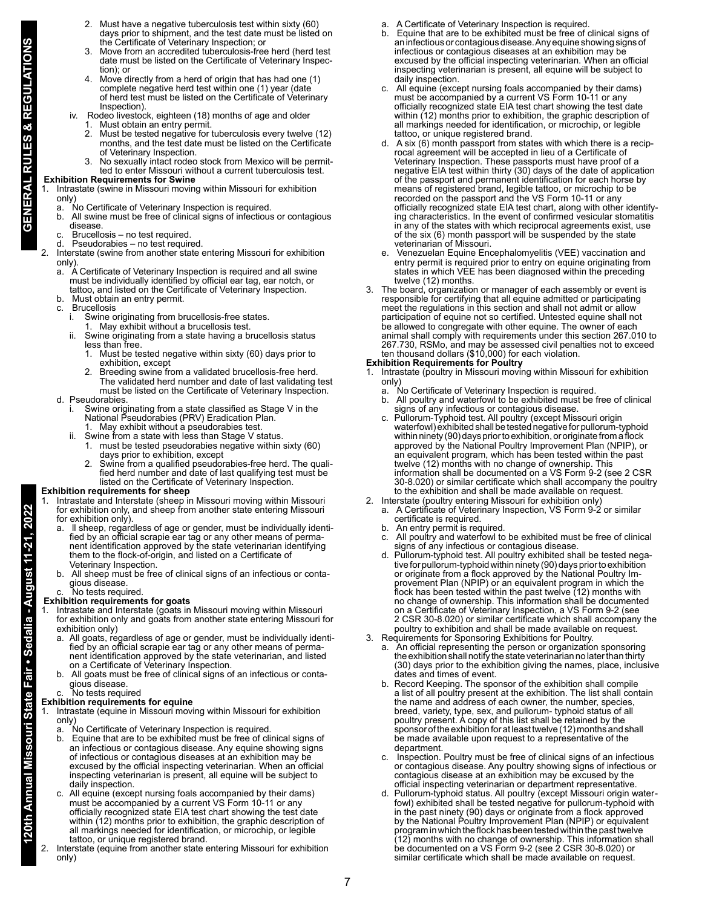2. Must have a negative tuberculosis test within sixty (60) days prior to shipment, and the test date must be listed on the Certificate of Veterinary Inspection; or
3. Move from an accredited tuberculosis-free herd (herd test date must be listed on the Certificate of Veterinary Inspection); or
4. Move directly from a herd of origin that has had one (1) complete negative herd test within one (1) year (date of herd test must be listed on the Certificate of Veterinary Inspection).

iv. Rodeo livestock, eighteen (18) months of age and older
1. Must obtain an entry permit.
2. Must be tested negative for tuberculosis every twelve (12) months, and the test date must be listed on the Certificate of Veterinary Inspection.
3. No sexually intact rodeo stock from Mexico will be permitted to enter Missouri without a current tuberculosis test.

**Exhibition Requirements for Swine**

1. Intrastate (swine in Missouri moving within Missouri for exhibition only)
   a. No Certificate of Veterinary Inspection is required.
   b. All swine must be free of clinical signs of infectious or contagious disease.
   c. Brucellosis – no test required.
   d. Pseudorabies – no test required.
2. Interstate (swine from another state entering Missouri for exhibition only).
   a. A Certificate of Veterinary Inspection is required and all swine must be individually identified by official ear tag, ear notch, or tattoo, and listed on the Certificate of Veterinary Inspection.
   b. Must obtain an entry permit.
   c. Brucellosis
      i. Swine originating from brucellosis-free states.
         1. May exhibit without a brucellosis test.
      ii. Swine originating from a state having a brucellosis status less than free.
         1. Must be tested negative within sixty (60) days prior to exhibition, except
         2. Breeding swine from a validated brucellosis-free herd. The validated herd number and date of last validating test must be listed on the Certificate of Veterinary Inspection.
   d. Pseudorabies.
      i. Swine originating from a state classified as Stage V in the National Pseudorabies (PRV) Eradication Plan.
         1. May exhibit without a pseudorabies test.
      ii. Swine from a state with less than Stage V status.
         1. must be tested pseudorabies negative within sixty (60) days prior to exhibition, except
         2. Swine from a qualified pseudorabies-free herd. The qualified herd number and date of last qualifying test must be listed on the Certificate of Veterinary Inspection.

**Exhibition requirements for sheep**

1. Intrastate and Interstate (sheep in Missouri moving within Missouri for exhibition only, and sheep from another state entering Missouri for exhibition only).
   a. ll sheep, regardless of age or gender, must be individually identified by an official scrapie ear tag or any other means of permanent identification approved by the state veterinarian identifying them to the flock-of-origin, and listed on a Certificate of Veterinary Inspection.
   b. All sheep must be free of clinical signs of an infectious or contagious disease.
   c. No tests required.

**Exhibition requirements for goats**

1. Intrastate and Interstate (goats in Missouri moving within Missouri for exhibition only and goats from another state entering Missouri for exhibition only)
   a. All goats, regardless of age or gender, must be individually identified by an official scrapie ear tag or any other means of permanent identification approved by the state veterinarian, and listed on a Certificate of Veterinary Inspection.
   b. All goats must be free of clinical signs of an infectious or contagious disease.
   c. No tests required

**Exhibition requirements for equine**

1. Intrastate (equine in Missouri moving within Missouri for exhibition only)
   a. No Certificate of Veterinary Inspection is required.
   b. Equine that are to be exhibited must be free of clinical signs of an infectious or contagious disease. Any equine showing signs of infectious or contagious diseases at an exhibition may be excused by the official inspecting veterinarian. When an official inspecting veterinarian is present, all equine will be subject to daily inspection.
   c. All equine (except nursing foals accompanied by their dams) must be accompanied by a current VS Form 10-11 or any officially recognized state EIA test chart showing the test date within (12) months prior to exhibition, the graphic description of all markings needed for identification, or microchip, or legible tattoo, or unique registered brand.
2. Interstate (equine from another state entering Missouri for exhibition only)
   a. A Certificate of Veterinary Inspection is required.
   b. Equine that are to be exhibited must be free of clinical signs of an infectious or contagious disease. Any equine showing signs of infectious or contagious diseases at an exhibition may be excused by the official inspecting veterinarian. When an official inspecting veterinarian is present, all equine will be subject to daily inspection.
   c. All equine (except nursing foals accompanied by their dams) must be accompanied by a current VS Form 10-11 or any officially recognized state EIA test chart showing the test date within (12) months prior to exhibition, the graphic description of all markings needed for identification, or microchip, or legible tattoo, or unique registered brand.
   d. A six (6) month passport from states with which there is a reciprocal agreement will be accepted in lieu of a Certificate of Veterinary Inspection. These passports must have proof of a negative EIA test within thirty (30) days of the date of application of the passport and permanent identification for each horse by means of registered brand, legible tattoo, or microchip to be recorded on the passport and the VS Form 10-11 or any officially recognized state EIA test chart, along with other identifying characteristics. In the event of confirmed vesicular stomatitis in any of the states with which reciprocal agreements exist, use of the six (6) month passport will be suspended by the state veterinarian of Missouri.
   e. Venezuelan Equine Encephalomyelitis (VEE) vaccination and entry permit is required prior to entry on equine originating from states in which VEE has been diagnosed within the preceding twelve (12) months.
3. The board, organization or manager of each assembly or event is responsible for certifying that all equine admitted or participating meet the regulations in this section and shall not admit or allow participation of equine not so certified. Untested equine shall not be allowed to congregate with other equine. The owner of each animal shall comply with requirements under this section 267.010 to 267.730, RSMo, and may be assessed civil penalties not to exceed ten thousand dollars ($10,000) for each violation.

**Exhibition Requirements for Poultry**

1. Intrastate (poultry in Missouri moving within Missouri for exhibition only)
   a. No Certificate of Veterinary Inspection is required.
   b. All poultry and waterfowl to be exhibited must be free of clinical signs of any infectious or contagious disease.
   c. Pullorum-Typhoid test. All poultry (except Missouri origin waterfowl) exhibited shall be tested negative for pullorum-typhoid within ninety (90) days prior to exhibition, or originate from a flock approved by the National Poultry Improvement Plan (NPIP), or an equivalent program, which has been tested within the past twelve (12) months with no change of ownership. This information shall be documented on a VS Form 9-2 (see 2 CSR 30-8.020) or similar certificate which shall accompany the poultry to the exhibition and shall be made available on request.
2. Interstate (poultry entering Missouri for exhibition only)
   a. A Certificate of Veterinary Inspection, VS Form 9-2 or similar certificate is required.
   b. An entry permit is required.
   c. All poultry and waterfowl to be exhibited must be free of clinical signs of any infectious or contagious disease.
   d. Pullorum-typhoid test. All poultry exhibited shall be tested negative for pullorum-typhoid within ninety (90) days prior to exhibition or originate from a flock approved by the National Poultry Improvement Plan (NPIP) or an equivalent program in which the flock has been tested within the past twelve (12) months with no change of ownership. This information shall be documented on a Certificate of Veterinary Inspection, a VS Form 9-2 (see 2 CSR 30-8.020) or similar certificate which shall accompany the poultry to exhibition and shall be made available on request.
3. Requirements for Sponsoring Exhibitions for Poultry.
   a. An official representing the person or organization sponsoring the exhibition shall notify the state veterinarian no later than thirty (30) days prior to the exhibition giving the names, place, inclusive dates and times of event.
   b. Record Keeping. The sponsor of the exhibition shall compile a list of all poultry present at the exhibition. The list shall contain the name and address of each owner, the number, species, breed, variety, type, sex, and pullorum- typhoid status of all poultry present. A copy of this list shall be retained by the sponsor of the exhibition for at least twelve (12) months and shall be made available upon request to a representative of the department.
   c. Inspection. Poultry must be free of clinical signs of an infectious or contagious disease. Any poultry showing signs of infectious or contagious disease at an exhibition may be excused by the official inspecting veterinarian or department representative.
   d. Pullorum-typhoid status. All poultry (except Missouri origin waterfowl) exhibited shall be tested negative for pullorum-typhoid with in the past ninety (90) days or originate from a flock approved by the National Poultry Improvement Plan (NPIP) or equivalent program in which the flock has been tested within the past twelve (12) months with no change of ownership. This information shall be documented on a VS Form 9-2 (see 2 CSR 30-8.020) or similar certificate which shall be made available on request.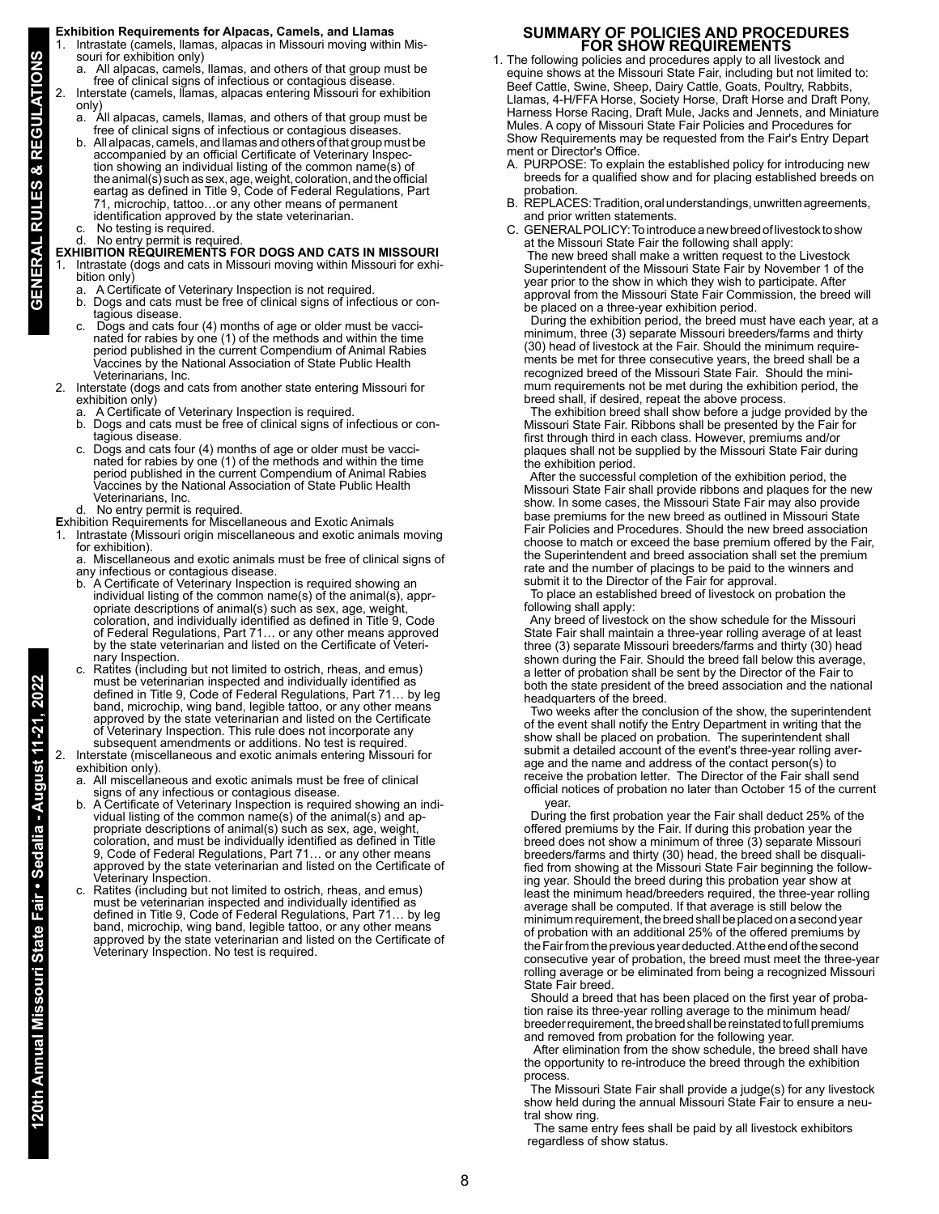### Exhibition Requirements for Alpacas, Camels, and Llamas

1. Intrastate (camels, llamas, alpacas in Missouri moving within Missouri for exhibition only)
   a. All alpacas, camels, llamas, and others of that group must be free of clinical signs of infectious or contagious disease.
2. Interstate (camels, llamas, alpacas entering Missouri for exhibition only)
   a. All alpacas, camels, llamas, and others of that group must be free of clinical signs of infectious or contagious diseases.
   b. All alpacas, camels, and llamas and others of that group must be accompanied by an official Certificate of Veterinary Inspection showing an individual listing of the common name(s) of the animal(s) such as sex, age, weight, coloration, and the official eartag as defined in Title 9, Code of Federal Regulations, Part 71, microchip, tattoo…or any other means of permanent identification approved by the state veterinarian.
   c. No testing is required.
   d. No entry permit is required.

### EXHIBITION REQUIREMENTS FOR DOGS AND CATS IN MISSOURI

1. Intrastate (dogs and cats in Missouri moving within Missouri for exhibition only)
   a. A Certificate of Veterinary Inspection is not required.
   b. Dogs and cats must be free of clinical signs of infectious or contagious disease.
   c. Dogs and cats four (4) months of age or older must be vaccinated for rabies by one (1) of the methods and within the time period published in the current Compendium of Animal Rabies Vaccines by the National Association of State Public Health Veterinarians, Inc.
2. Interstate (dogs and cats from another state entering Missouri for exhibition only)
   a. A Certificate of Veterinary Inspection is required.
   b. Dogs and cats must be free of clinical signs of infectious or contagious disease.
   c. Dogs and cats four (4) months of age or older must be vaccinated for rabies by one (1) of the methods and within the time period published in the current Compendium of Animal Rabies Vaccines by the National Association of State Public Health Veterinarians, Inc.
   d. No entry permit is required.

**E**xhibition Requirements for Miscellaneous and Exotic Animals

1. Intrastate (Missouri origin miscellaneous and exotic animals moving for exhibition).
   a. Miscellaneous and exotic animals must be free of clinical signs of any infectious or contagious disease.
   b. A Certificate of Veterinary Inspection is required showing an individual listing of the common name(s) of the animal(s), appropriate descriptions of animal(s) such as sex, age, weight, coloration, and individually identified as defined in Title 9, Code of Federal Regulations, Part 71… or any other means approved by the state veterinarian and listed on the Certificate of Veterinary Inspection.
   c. Ratites (including but not limited to ostrich, rheas, and emus) must be veterinarian inspected and individually identified as defined in Title 9, Code of Federal Regulations, Part 71… by leg band, microchip, wing band, legible tattoo, or any other means approved by the state veterinarian and listed on the Certificate of Veterinary Inspection. This rule does not incorporate any subsequent amendments or additions. No test is required.
2. Interstate (miscellaneous and exotic animals entering Missouri for exhibition only).
   a. All miscellaneous and exotic animals must be free of clinical signs of any infectious or contagious disease.
   b. A Certificate of Veterinary Inspection is required showing an individual listing of the common name(s) of the animal(s) and appropriate descriptions of animal(s) such as sex, age, weight, coloration, and must be individually identified as defined in Title 9, Code of Federal Regulations, Part 71… or any other means approved by the state veterinarian and listed on the Certificate of Veterinary Inspection.
   c. Ratites (including but not limited to ostrich, rheas, and emus) must be veterinarian inspected and individually identified as defined in Title 9, Code of Federal Regulations, Part 71… by leg band, microchip, wing band, legible tattoo, or any other means approved by the state veterinarian and listed on the Certificate of Veterinary Inspection. No test is required.

## SUMMARY OF POLICIES AND PROCEDURES FOR SHOW REQUIREMENTS

1. The following policies and procedures apply to all livestock and equine shows at the Missouri State Fair, including but not limited to: Beef Cattle, Swine, Sheep, Dairy Cattle, Goats, Poultry, Rabbits, Llamas, 4-H/FFA Horse, Society Horse, Draft Horse and Draft Pony, Harness Horse Racing, Draft Mule, Jacks and Jennets, and Miniature Mules. A copy of Missouri State Fair Policies and Procedures for Show Requirements may be requested from the Fair's Entry Department or Director's Office.
   A. PURPOSE: To explain the established policy for introducing new breeds for a qualified show and for placing established breeds on probation.
   B. REPLACES: Tradition, oral understandings, unwritten agreements, and prior written statements.
   C. GENERAL POLICY: To introduce a new breed of livestock to show at the Missouri State Fair the following shall apply:

The new breed shall make a written request to the Livestock Superintendent of the Missouri State Fair by November 1 of the year prior to the show in which they wish to participate. After approval from the Missouri State Fair Commission, the breed will be placed on a three-year exhibition period.

During the exhibition period, the breed must have each year, at a minimum, three (3) separate Missouri breeders/farms and thirty (30) head of livestock at the Fair. Should the minimum requirements be met for three consecutive years, the breed shall be a recognized breed of the Missouri State Fair. Should the minimum requirements not be met during the exhibition period, the breed shall, if desired, repeat the above process.

The exhibition breed shall show before a judge provided by the Missouri State Fair. Ribbons shall be presented by the Fair for first through third in each class. However, premiums and/or plaques shall not be supplied by the Missouri State Fair during the exhibition period.

After the successful completion of the exhibition period, the Missouri State Fair shall provide ribbons and plaques for the new show. In some cases, the Missouri State Fair may also provide base premiums for the new breed as outlined in Missouri State Fair Policies and Procedures. Should the new breed association choose to match or exceed the base premium offered by the Fair, the Superintendent and breed association shall set the premium rate and the number of placings to be paid to the winners and submit it to the Director of the Fair for approval.

To place an established breed of livestock on probation the following shall apply:

Any breed of livestock on the show schedule for the Missouri State Fair shall maintain a three-year rolling average of at least three (3) separate Missouri breeders/farms and thirty (30) head shown during the Fair. Should the breed fall below this average, a letter of probation shall be sent by the Director of the Fair to both the state president of the breed association and the national headquarters of the breed.

Two weeks after the conclusion of the show, the superintendent of the event shall notify the Entry Department in writing that the show shall be placed on probation. The superintendent shall submit a detailed account of the event's three-year rolling average and the name and address of the contact person(s) to receive the probation letter. The Director of the Fair shall send official notices of probation no later than October 15 of the current year.

During the first probation year the Fair shall deduct 25% of the offered premiums by the Fair. If during this probation year the breed does not show a minimum of three (3) separate Missouri breeders/farms and thirty (30) head, the breed shall be disqualified from showing at the Missouri State Fair beginning the following year. Should the breed during this probation year show at least the minimum head/breeders required, the three-year rolling average shall be computed. If that average is still below the minimum requirement, the breed shall be placed on a second year of probation with an additional 25% of the offered premiums by the Fair from the previous year deducted. At the end of the second consecutive year of probation, the breed must meet the three-year rolling average or be eliminated from being a recognized Missouri State Fair breed.

Should a breed that has been placed on the first year of probation raise its three-year rolling average to the minimum head/breeder requirement, the breed shall be reinstated to full premiums and removed from probation for the following year.

After elimination from the show schedule, the breed shall have the opportunity to re-introduce the breed through the exhibition process.

The Missouri State Fair shall provide a judge(s) for any livestock show held during the annual Missouri State Fair to ensure a neutral show ring.

The same entry fees shall be paid by all livestock exhibitors regardless of show status.